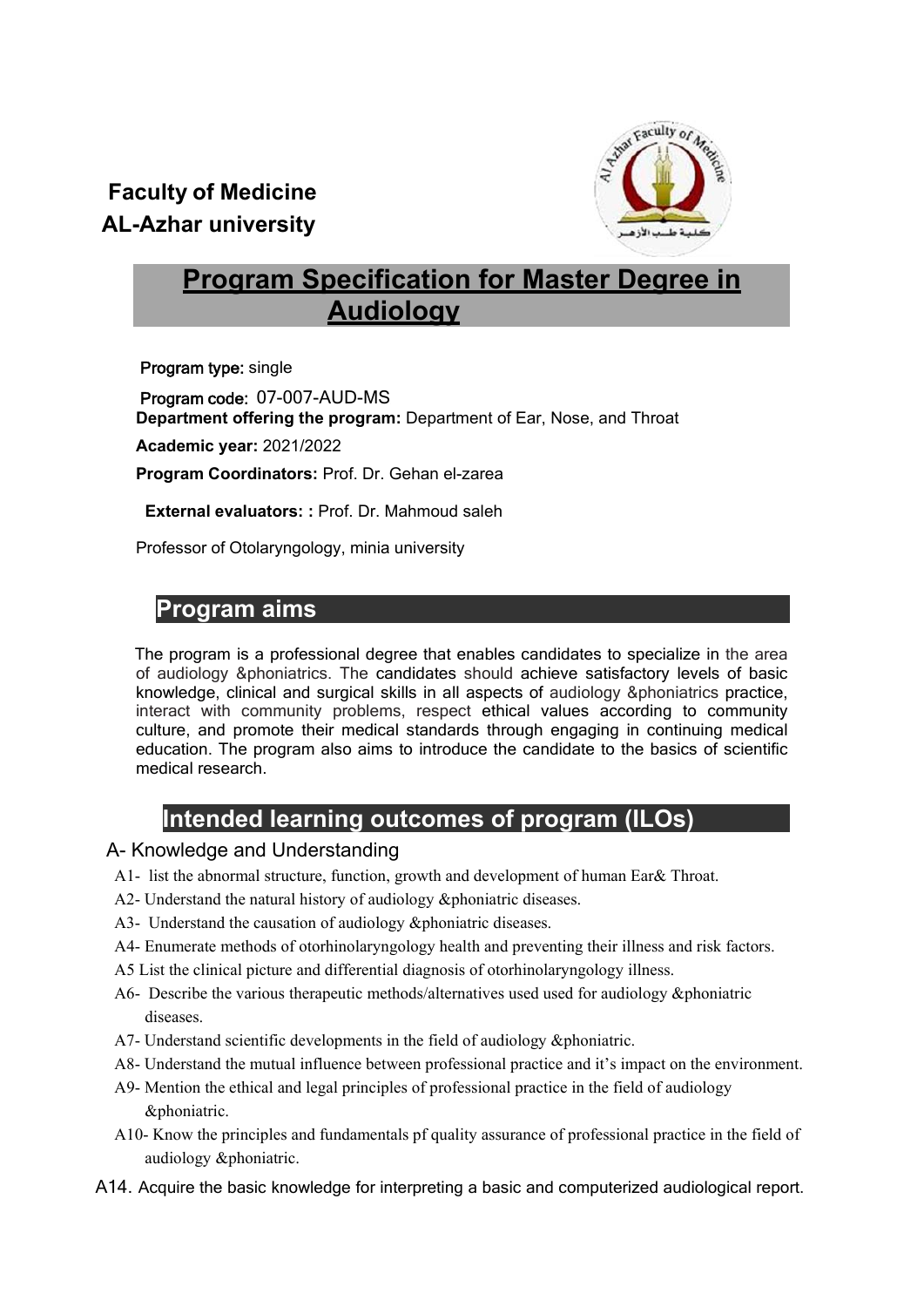**Faculty of Medicine**
**AL-Azhar university**

# Program Specification for Master Degree in Audiology

**Program type:** single

**Program code:** 07-007-AUD-MS

**Department offering the program:** Department of Ear, Nose, and Throat

**Academic year:** 2021/2022

**Program Coordinators:** Prof. Dr. Gehan el-zarea

**External evaluators: :** Prof. Dr. Mahmoud saleh

Professor of Otolaryngology, minia university

## Program aims

The program is a professional degree that enables candidates to specialize in the area of audiology &phoniatrics. The candidates should achieve satisfactory levels of basic knowledge, clinical and surgical skills in all aspects of audiology &phoniatrics practice, interact with community problems, respect ethical values according to community culture, and promote their medical standards through engaging in continuing medical education. The program also aims to introduce the candidate to the basics of scientific medical research.

## Intended learning outcomes of program (ILOs)

### A- Knowledge and Understanding

A1- list the abnormal structure, function, growth and development of human Ear& Throat.

A2- Understand the natural history of audiology &phoniatric diseases.

A3- Understand the causation of audiology &phoniatric diseases.

A4- Enumerate methods of otorhinolaryngology health and preventing their illness and risk factors.

A5 List the clinical picture and differential diagnosis of otorhinolaryngology illness.

A6- Describe the various therapeutic methods/alternatives used used for audiology &phoniatric diseases.

A7- Understand scientific developments in the field of audiology &phoniatric.

A8- Understand the mutual influence between professional practice and it's impact on the environment.

A9- Mention the ethical and legal principles of professional practice in the field of audiology &phoniatric.

A10- Know the principles and fundamentals pf quality assurance of professional practice in the field of audiology &phoniatric.

A14. Acquire the basic knowledge for interpreting a basic and computerized audiological report.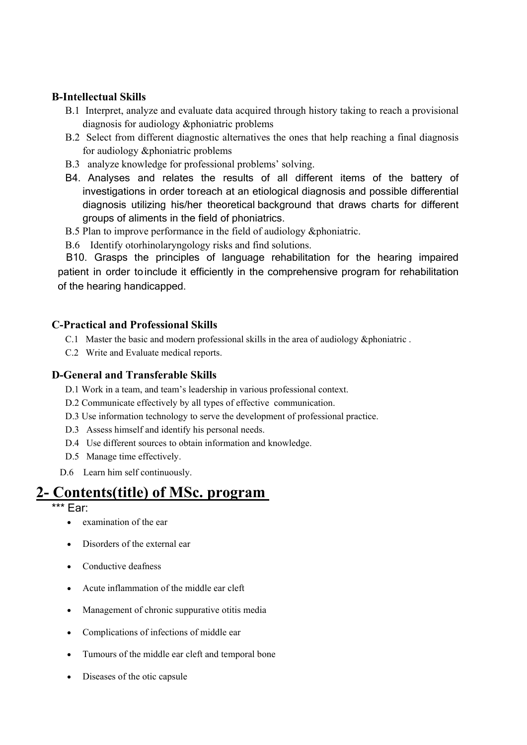**B-Intellectual Skills**

- B.1 Interpret, analyze and evaluate data acquired through history taking to reach a provisional diagnosis for audiology &phoniatric problems
- B.2 Select from different diagnostic alternatives the ones that help reaching a final diagnosis for audiology &phoniatric problems
- B.3 analyze knowledge for professional problems' solving.
- B4. Analyses and relates the results of all different items of the battery of investigations in order toreach at an etiological diagnosis and possible differential diagnosis utilizing his/her theoretical background that draws charts for different groups of aliments in the field of phoniatrics.
- B.5 Plan to improve performance in the field of audiology &phoniatric.
- B.6 Identify otorhinolaryngology risks and find solutions.
- B10. Grasps the principles of language rehabilitation for the hearing impaired patient in order toinclude it efficiently in the comprehensive program for rehabilitation of the hearing handicapped.

**C-Practical and Professional Skills**

- C.1 Master the basic and modern professional skills in the area of audiology &phoniatric .
- C.2 Write and Evaluate medical reports.

**D-General and Transferable Skills**

- D.1 Work in a team, and team's leadership in various professional context.
- D.2 Communicate effectively by all types of effective communication.
- D.3 Use information technology to serve the development of professional practice.
- D.3 Assess himself and identify his personal needs.
- D.4 Use different sources to obtain information and knowledge.
- D.5 Manage time effectively.
- D.6 Learn him self continuously.

# 2- Contents(title) of MSc. program

*** Ear:

- examination of the ear
- Disorders of the external ear
- Conductive deafness
- Acute inflammation of the middle ear cleft
- Management of chronic suppurative otitis media
- Complications of infections of middle ear
- Tumours of the middle ear cleft and temporal bone
- Diseases of the otic capsule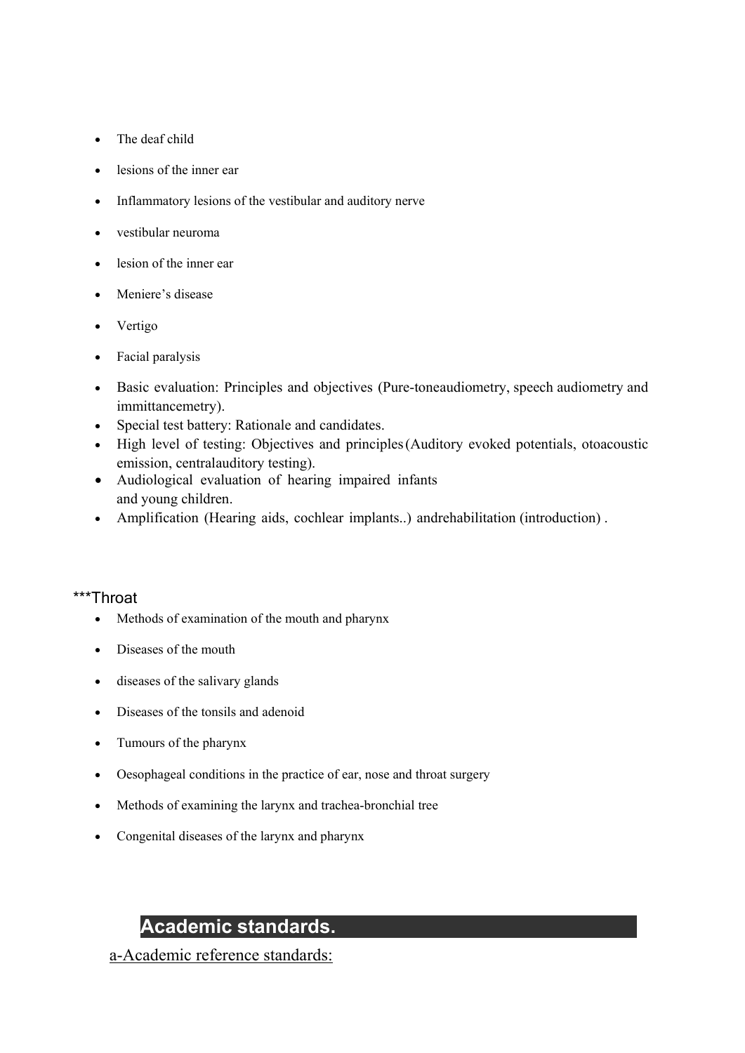- The deaf child
- lesions of the inner ear
- Inflammatory lesions of the vestibular and auditory nerve
- vestibular neuroma
- lesion of the inner ear
- Meniere's disease
- Vertigo
- Facial paralysis
- Basic evaluation: Principles and objectives (Pure-toneaudiometry, speech audiometry and immittancemetry).
- Special test battery: Rationale and candidates.
- High level of testing: Objectives and principles (Auditory evoked potentials, otoacoustic emission, centralauditory testing).
- Audiological evaluation of hearing impaired infants and young children.
- Amplification (Hearing aids, cochlear implants..) andrehabilitation (introduction) .

***Throat

- Methods of examination of the mouth and pharynx
- Diseases of the mouth
- diseases of the salivary glands
- Diseases of the tonsils and adenoid
- Tumours of the pharynx
- Oesophageal conditions in the practice of ear, nose and throat surgery
- Methods of examining the larynx and trachea-bronchial tree
- Congenital diseases of the larynx and pharynx

## Academic standards.

a-Academic reference standards: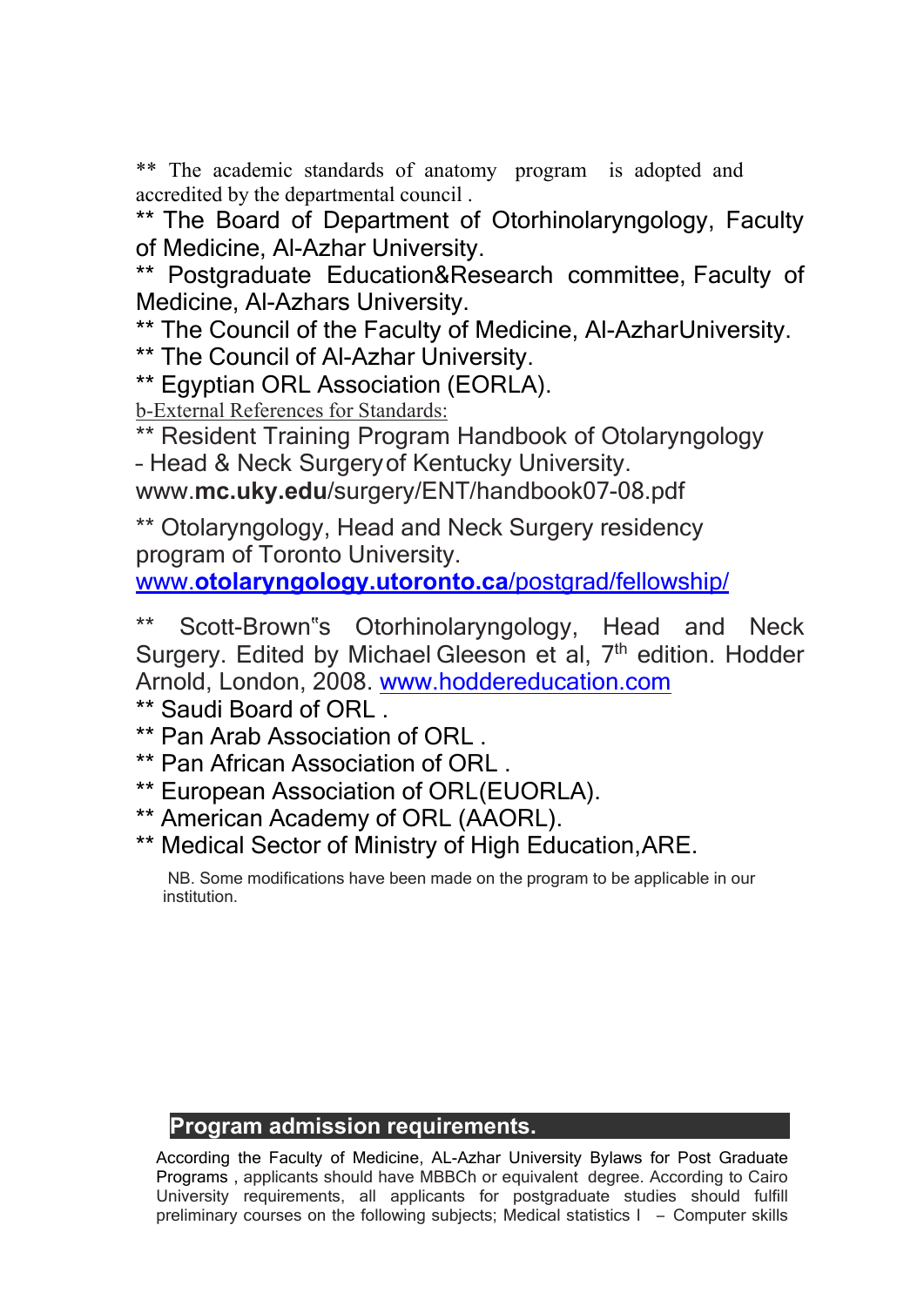** The academic standards of anatomy program is adopted and accredited by the departmental council .

** The Board of Department of Otorhinolaryngology, Faculty of Medicine, Al-Azhar University.

** Postgraduate Education&Research committee, Faculty of Medicine, Al-Azhars University.

** The Council of the Faculty of Medicine, Al-AzharUniversity.

** The Council of Al-Azhar University.

** Egyptian ORL Association (EORLA).

b-External References for Standards:

** Resident Training Program Handbook of Otolaryngology – Head & Neck Surgeryof Kentucky University. www.**mc.uky.edu**/surgery/ENT/handbook07-08.pdf

** Otolaryngology, Head and Neck Surgery residency program of Toronto University. www.**otolaryngology.utoronto.ca**/postgrad/fellowship/

** Scott-Brown"s Otorhinolaryngology, Head and Neck Surgery. Edited by Michael Gleeson et al, 7th edition. Hodder Arnold, London, 2008. www.hoddereducation.com

** Saudi Board of ORL .

** Pan Arab Association of ORL .

** Pan African Association of ORL .

** European Association of ORL(EUORLA).

** American Academy of ORL (AAORL).

** Medical Sector of Ministry of High Education,ARE.

NB. Some modifications have been made on the program to be applicable in our institution.

## Program admission requirements.

According the Faculty of Medicine, AL-Azhar University Bylaws for Post Graduate Programs , applicants should have MBBCh or equivalent degree. According to Cairo University requirements, all applicants for postgraduate studies should fulfill preliminary courses on the following subjects; Medical statistics I – Computer skills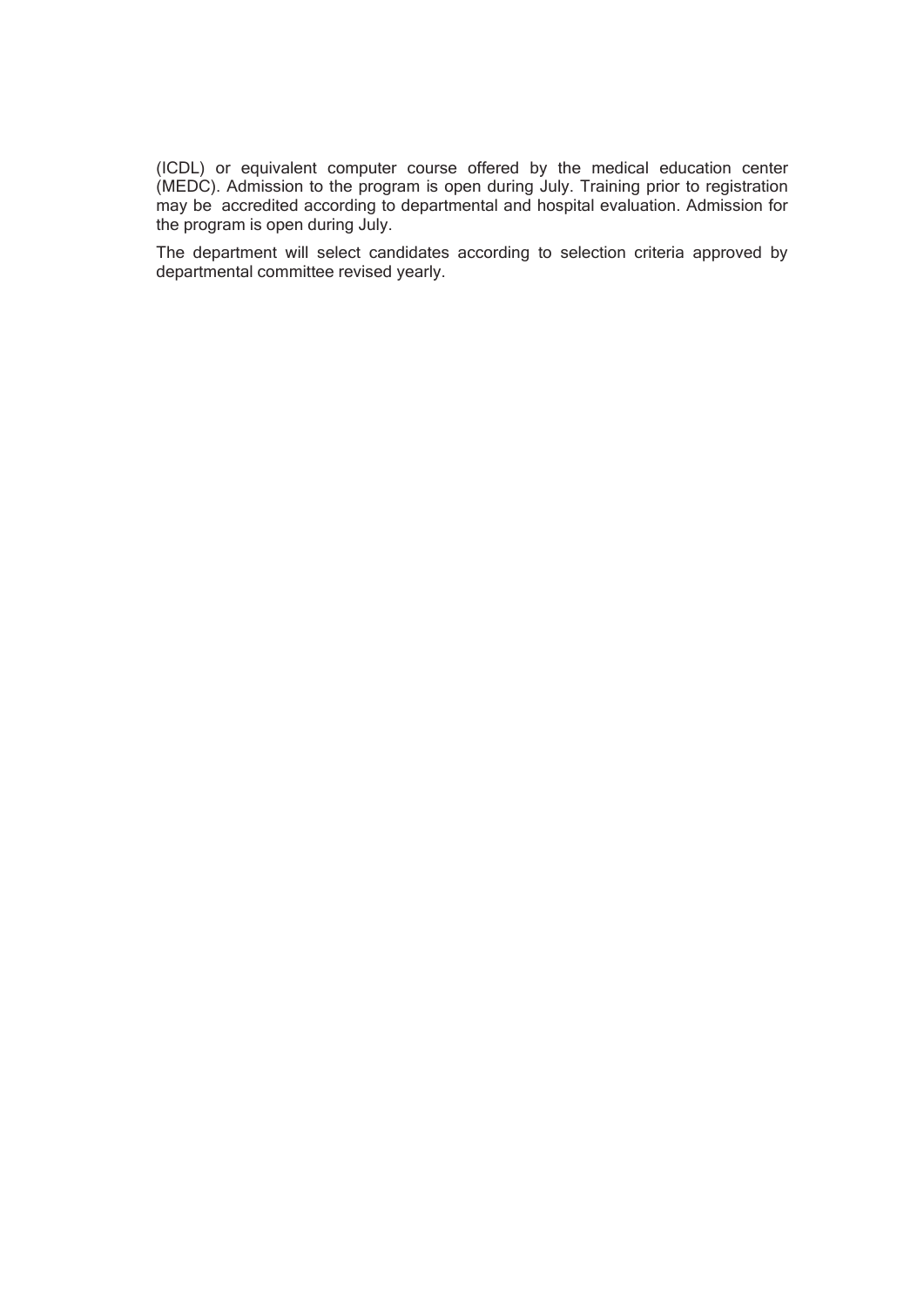(ICDL) or equivalent computer course offered by the medical education center (MEDC). Admission to the program is open during July. Training prior to registration may be accredited according to departmental and hospital evaluation. Admission for the program is open during July.

The department will select candidates according to selection criteria approved by departmental committee revised yearly.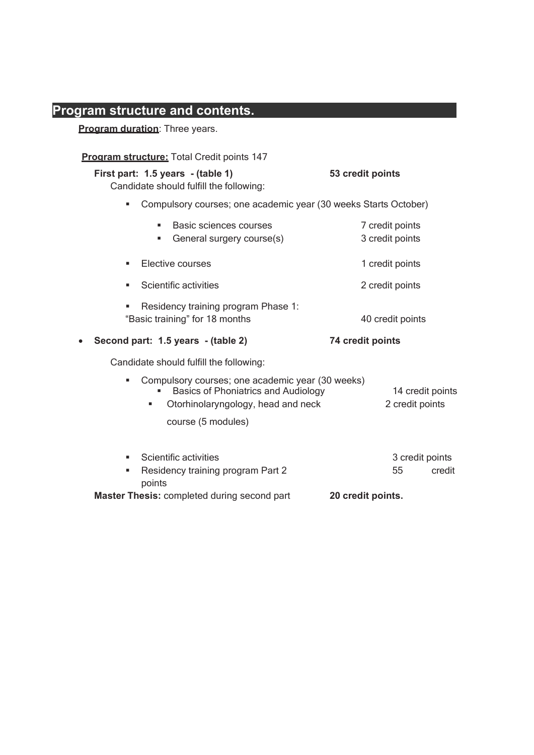## Program structure and contents.

**Program duration**: Three years.

**Program structure:** Total Credit points 147

**First part: 1.5 years - (table 1)** **53 credit points**

Candidate should fulfill the following:

- Compulsory courses; one academic year (30 weeks Starts October)
  - Basic sciences courses 7 credit points
  - General surgery course(s) 3 credit points
- Elective courses 1 credit points
- Scientific activities 2 credit points
- Residency training program Phase 1: "Basic training" for 18 months 40 credit points

- **Second part: 1.5 years - (table 2)** **74 credit points**

Candidate should fulfill the following:

- Compulsory courses; one academic year (30 weeks)
  - Basics of Phoniatrics and Audiology 14 credit points
  - Otorhinolaryngology, head and neck course (5 modules) 2 credit points
- Scientific activities 3 credit points
- Residency training program Part 2 55 credit points

**Master Thesis:** completed during second part **20 credit points.**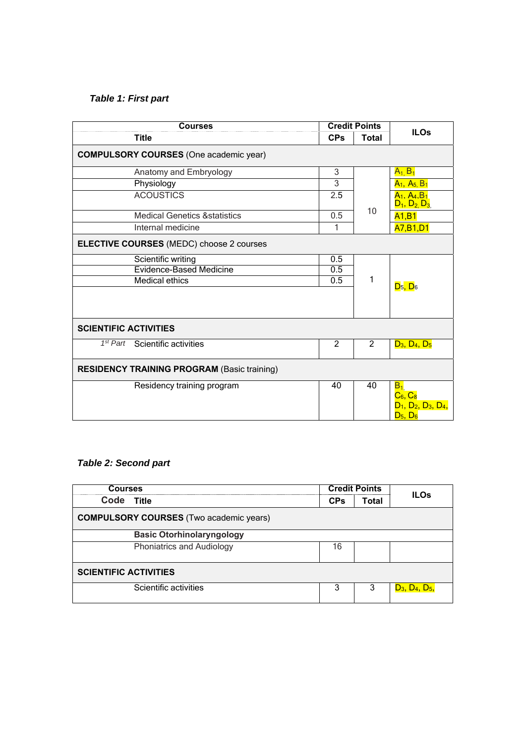***Table 1: First part***

| Courses | Credit Points | | ILOs |
|---|---|---|---|
| Title | CPs | Total | |
| **COMPULSORY COURSES** (One academic year) | | | |
| Anatomy and Embryology | 3 | 10 | $A_1$, $B_1$ |
| Physiology | 3 | | $A_1$, $A_5$, $B_1$ |
| ACOUSTICS | 2.5 | | $A_1$, $A_4$, $B_1$ $D_1$, $D_2$, $D_3$ |
| Medical Genetics &statistics | 0.5 | | A1,B1 |
| Internal medicine | 1 | | A7,B1,D1 |
| **ELECTIVE COURSES** (MEDC) choose 2 courses | | | |
| Scientific writing | 0.5 | 1 | $D_5$, $D_6$ |
| Evidence-Based Medicine | 0.5 | | |
| Medical ethics | 0.5 | | |
| **SCIENTIFIC ACTIVITIES** | | | |
| *1st Part* Scientific activities | 2 | 2 | $D_3$, $D_4$, $D_5$ |
| **RESIDENCY TRAINING PROGRAM** (Basic training) | | | |
| Residency training program | 40 | 40 | $B_1$, $C_6$, $C_8$ $D_1$, $D_2$, $D_3$, $D_4$, $D_5$, $D_6$ |

***Table 2: Second part***

| Courses | | Credit Points | | ILOs |
|---|---|---|---|---|
| Code | Title | CPs | Total | |
| **COMPULSORY COURSES** (Two academic years) | | | | |
| | **Basic Otorhinolaryngology** | | | |
| | Phoniatrics and Audiology | 16 | | |
| **SCIENTIFIC ACTIVITIES** | | | | |
| | Scientific activities | 3 | 3 | $D_3$, $D_4$, $D_5$, |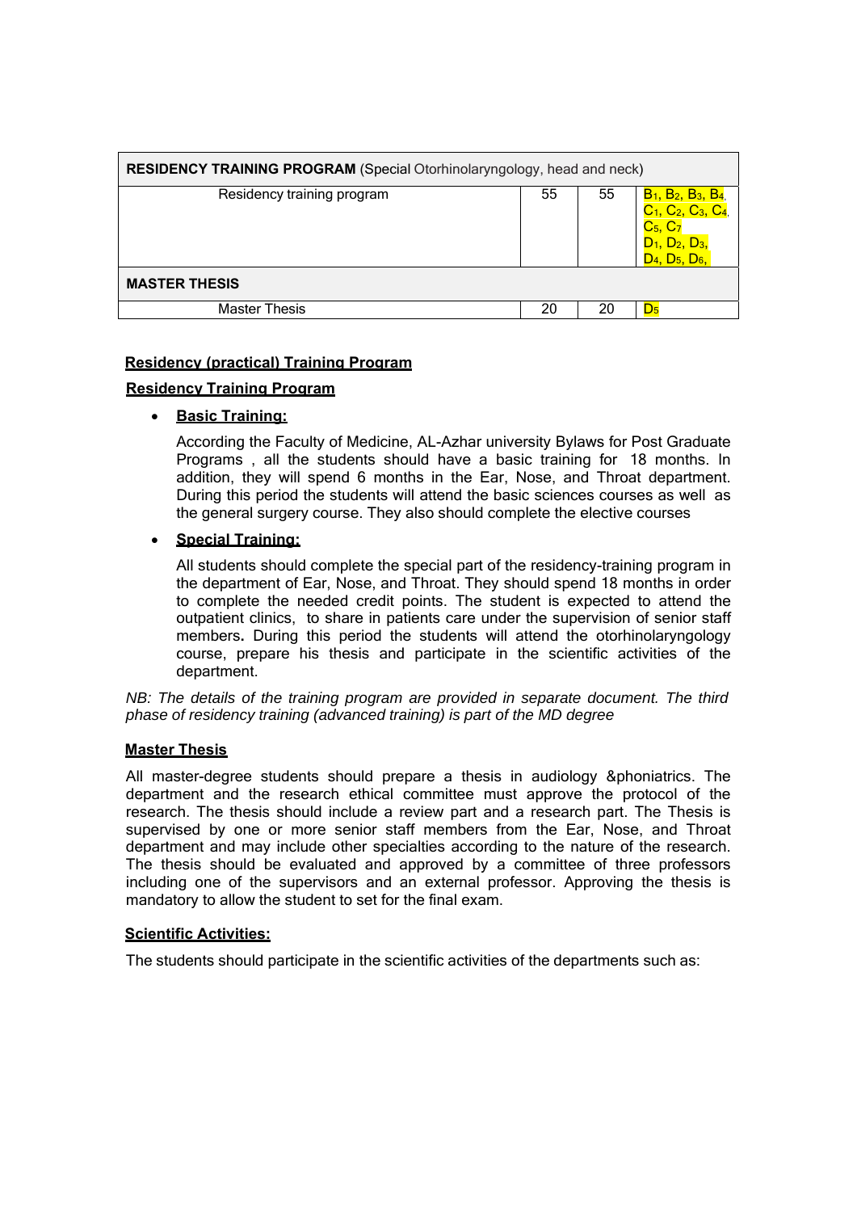| **RESIDENCY TRAINING PROGRAM** (Special Otorhinolaryngology, head and neck) | | | |
|---|---|---|---|
| Residency training program | 55 | 55 | $B_1$, $B_2$, $B_3$, $B_4$, $C_1$, $C_2$, $C_3$, $C_4$, $C_5$, $C_7$ $D_1$, $D_2$, $D_3$, $D_4$, $D_5$, $D_6$, |
| **MASTER THESIS** | | | |
| Master Thesis | 20 | 20 | $D_5$ |

**Residency (practical) Training Program**

**Residency Training Program**

- **Basic Training:**

  According the Faculty of Medicine, AL-Azhar university Bylaws for Post Graduate Programs , all the students should have a basic training for 18 months. In addition, they will spend 6 months in the Ear, Nose, and Throat department. During this period the students will attend the basic sciences courses as well as the general surgery course. They also should complete the elective courses

- **Special Training:**

  All students should complete the special part of the residency-training program in the department of Ear, Nose, and Throat. They should spend 18 months in order to complete the needed credit points. The student is expected to attend the outpatient clinics, to share in patients care under the supervision of senior staff members**.** During this period the students will attend the otorhinolaryngology course, prepare his thesis and participate in the scientific activities of the department.

*NB: The details of the training program are provided in separate document. The third phase of residency training (advanced training) is part of the MD degree*

**Master Thesis**

All master-degree students should prepare a thesis in audiology &phoniatrics. The department and the research ethical committee must approve the protocol of the research. The thesis should include a review part and a research part. The Thesis is supervised by one or more senior staff members from the Ear, Nose, and Throat department and may include other specialties according to the nature of the research. The thesis should be evaluated and approved by a committee of three professors including one of the supervisors and an external professor. Approving the thesis is mandatory to allow the student to set for the final exam.

**Scientific Activities:**

The students should participate in the scientific activities of the departments such as: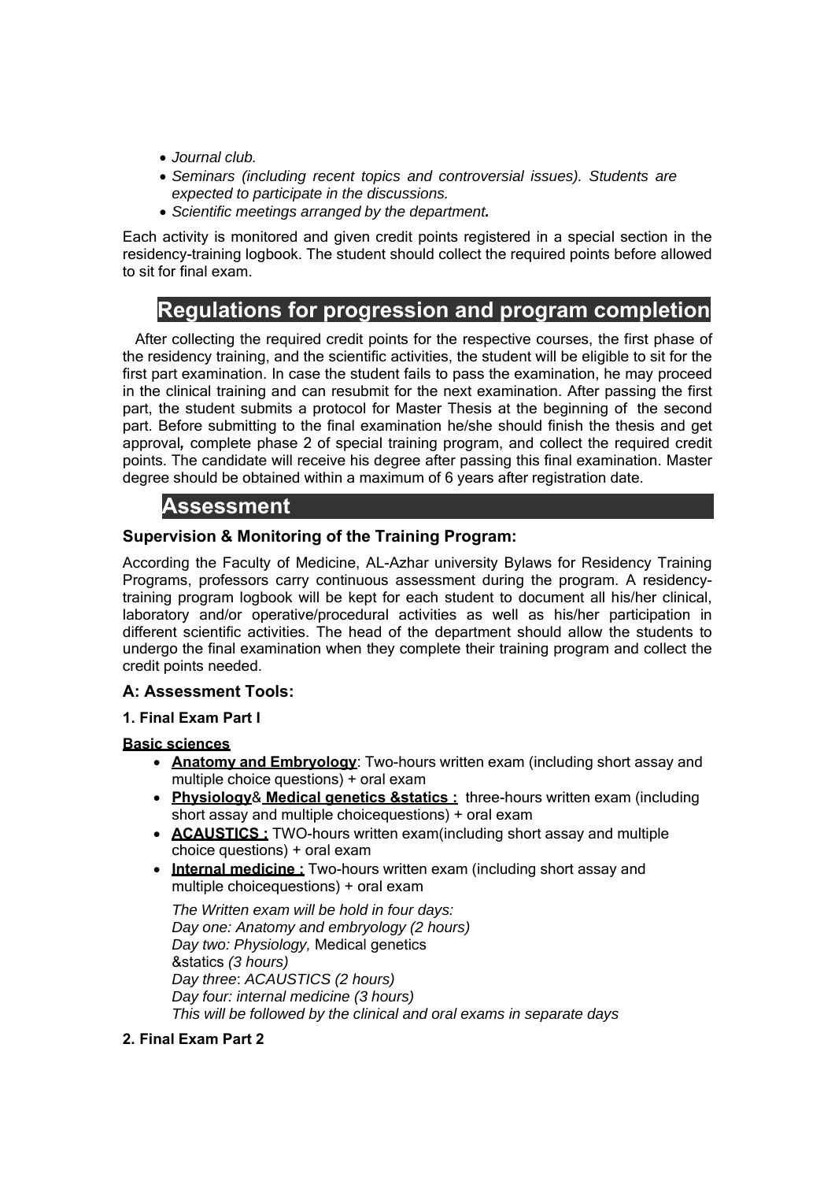- *Journal club.*
- *Seminars (including recent topics and controversial issues). Students are expected to participate in the discussions.*
- *Scientific meetings arranged by the department.*

Each activity is monitored and given credit points registered in a special section in the residency-training logbook. The student should collect the required points before allowed to sit for final exam.

# Regulations for progression and program completion

After collecting the required credit points for the respective courses, the first phase of the residency training, and the scientific activities, the student will be eligible to sit for the first part examination. In case the student fails to pass the examination, he may proceed in the clinical training and can resubmit for the next examination. After passing the first part, the student submits a protocol for Master Thesis at the beginning of the second part. Before submitting to the final examination he/she should finish the thesis and get approval, complete phase 2 of special training program, and collect the required credit points. The candidate will receive his degree after passing this final examination. Master degree should be obtained within a maximum of 6 years after registration date.

# Assessment

### Supervision & Monitoring of the Training Program:

According the Faculty of Medicine, AL-Azhar university Bylaws for Residency Training Programs, professors carry continuous assessment during the program. A residency-training program logbook will be kept for each student to document all his/her clinical, laboratory and/or operative/procedural activities as well as his/her participation in different scientific activities. The head of the department should allow the students to undergo the final examination when they complete their training program and collect the credit points needed.

### A: Assessment Tools:

#### 1. Final Exam Part I

**Basic sciences**

- **Anatomy and Embryology**: Two-hours written exam (including short assay and multiple choice questions) + oral exam
- **Physiology**& **Medical genetics &statics :** three-hours written exam (including short assay and multiple choicequestions) + oral exam
- **ACAUSTICS :** TWO-hours written exam(including short assay and multiple choice questions) + oral exam
- **Internal medicine :** Two-hours written exam (including short assay and multiple choicequestions) + oral exam

  *The Written exam will be hold in four days:*
  *Day one: Anatomy and embryology (2 hours)*
  *Day two: Physiology,* Medical genetics &statics *(3 hours)*
  *Day three*: *ACAUSTICS (2 hours)*
  *Day four: internal medicine (3 hours)*
  *This will be followed by the clinical and oral exams in separate days*

#### 2. Final Exam Part 2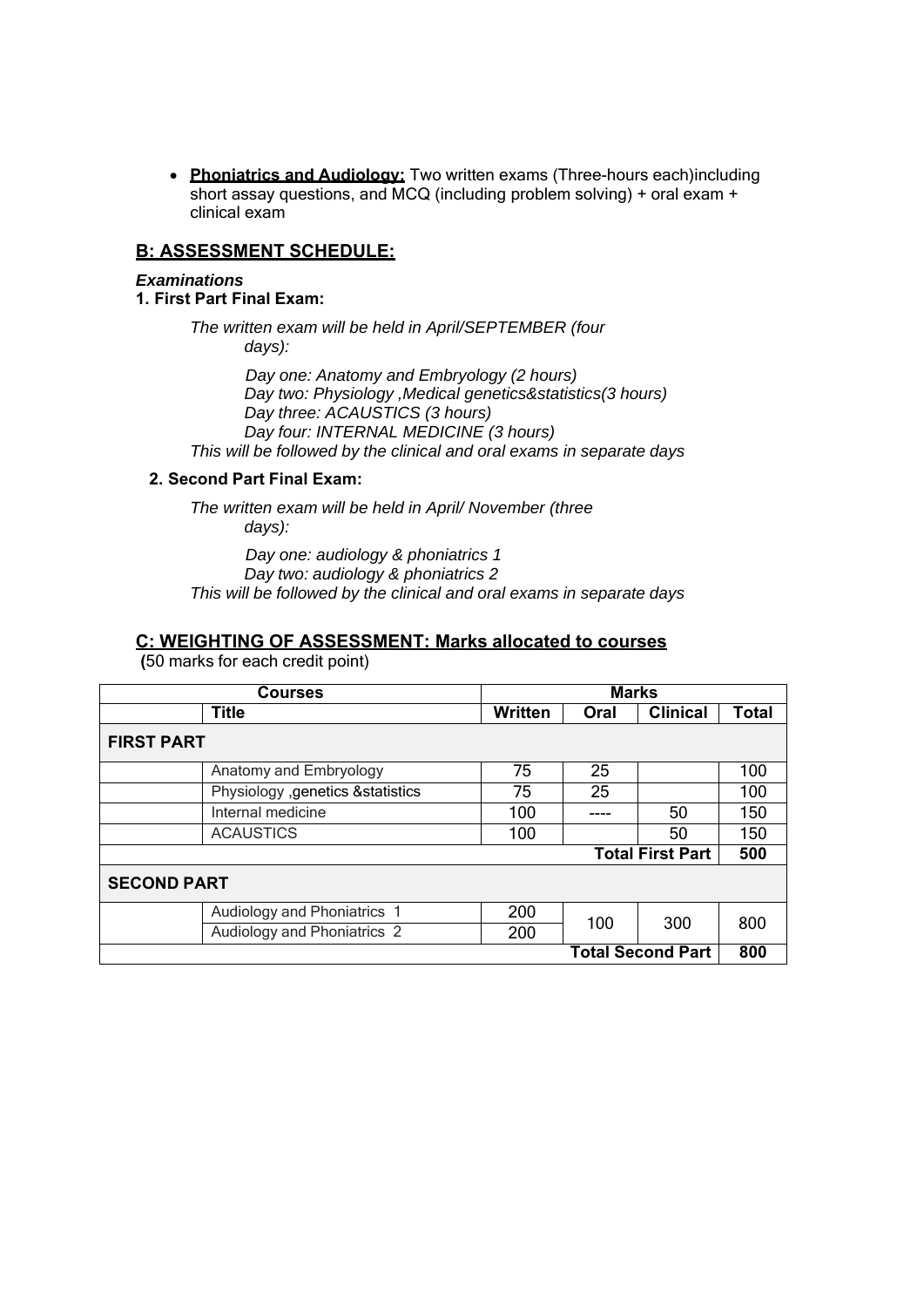- **Phoniatrics and Audiology:** Two written exams (Three-hours each)including short assay questions, and MCQ (including problem solving) + oral exam + clinical exam

## B: ASSESSMENT SCHEDULE:

***Examinations***

**1. First Part Final Exam:**

*The written exam will be held in April/SEPTEMBER (four days):*

*Day one: Anatomy and Embryology (2 hours)*
*Day two: Physiology ,Medical genetics&statistics(3 hours)*
*Day three: ACAUSTICS (3 hours)*
*Day four: INTERNAL MEDICINE (3 hours)*
*This will be followed by the clinical and oral exams in separate days*

**2. Second Part Final Exam:**

*The written exam will be held in April/ November (three days):*

*Day one: audiology & phoniatrics 1*
*Day two: audiology & phoniatrics 2*
*This will be followed by the clinical and oral exams in separate days*

## C: WEIGHTING OF ASSESSMENT: Marks allocated to courses

**(**50 marks for each credit point)

| Courses | | Marks | | | |
|---|---|---|---|---|---|
| | **Title** | **Written** | **Oral** | **Clinical** | **Total** |
| **FIRST PART** | | | | | |
| | Anatomy and Embryology | 75 | 25 | | 100 |
| | Physiology ,genetics &statistics | 75 | 25 | | 100 |
| | Internal medicine | 100 | ---- | 50 | 150 |
| | ACAUSTICS | 100 | | 50 | 150 |
| | | | | **Total First Part** | **500** |
| **SECOND PART** | | | | | |
| | Audiology and Phoniatrics 1 | 200 | 100 | 300 | 800 |
| | Audiology and Phoniatrics 2 | 200 | | | |
| | | | | **Total Second Part** | **800** |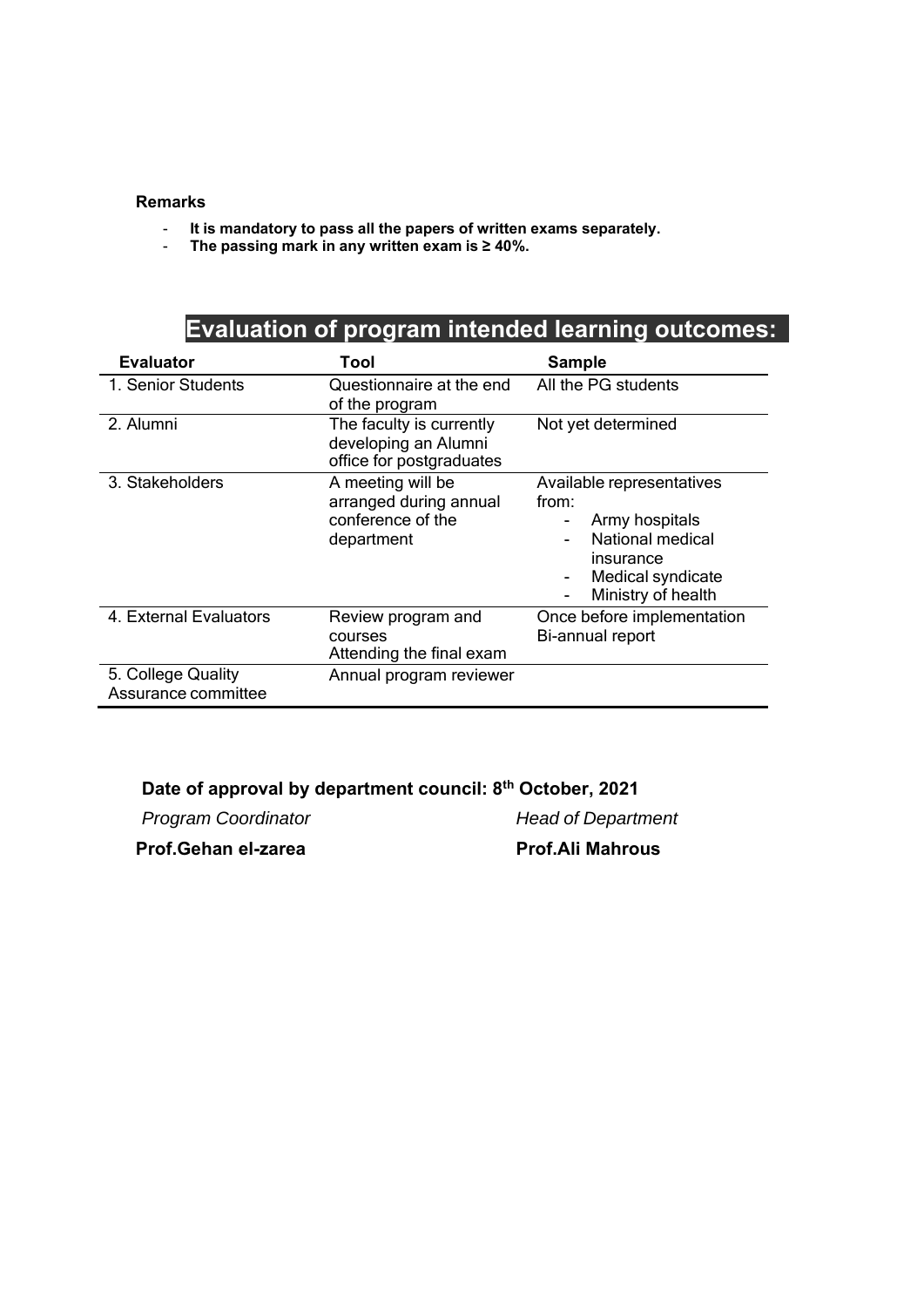**Remarks**

- **It is mandatory to pass all the papers of written exams separately.**
- **The passing mark in any written exam is ≥ 40%.**

## Evaluation of program intended learning outcomes:

| Evaluator | Tool | Sample |
|---|---|---|
| 1. Senior Students | Questionnaire at the end of the program | All the PG students |
| 2. Alumni | The faculty is currently developing an Alumni office for postgraduates | Not yet determined |
| 3. Stakeholders | A meeting will be arranged during annual conference of the department | Available representatives from: - Army hospitals - National medical insurance - Medical syndicate - Ministry of health |
| 4. External Evaluators | Review program and courses Attending the final exam | Once before implementation Bi-annual report |
| 5. College Quality Assurance committee | Annual program reviewer | |

**Date of approval by department council: 8th October, 2021**

*Program Coordinator* — *Head of Department*

**Prof.Gehan el-zarea** — **Prof.Ali Mahrous**